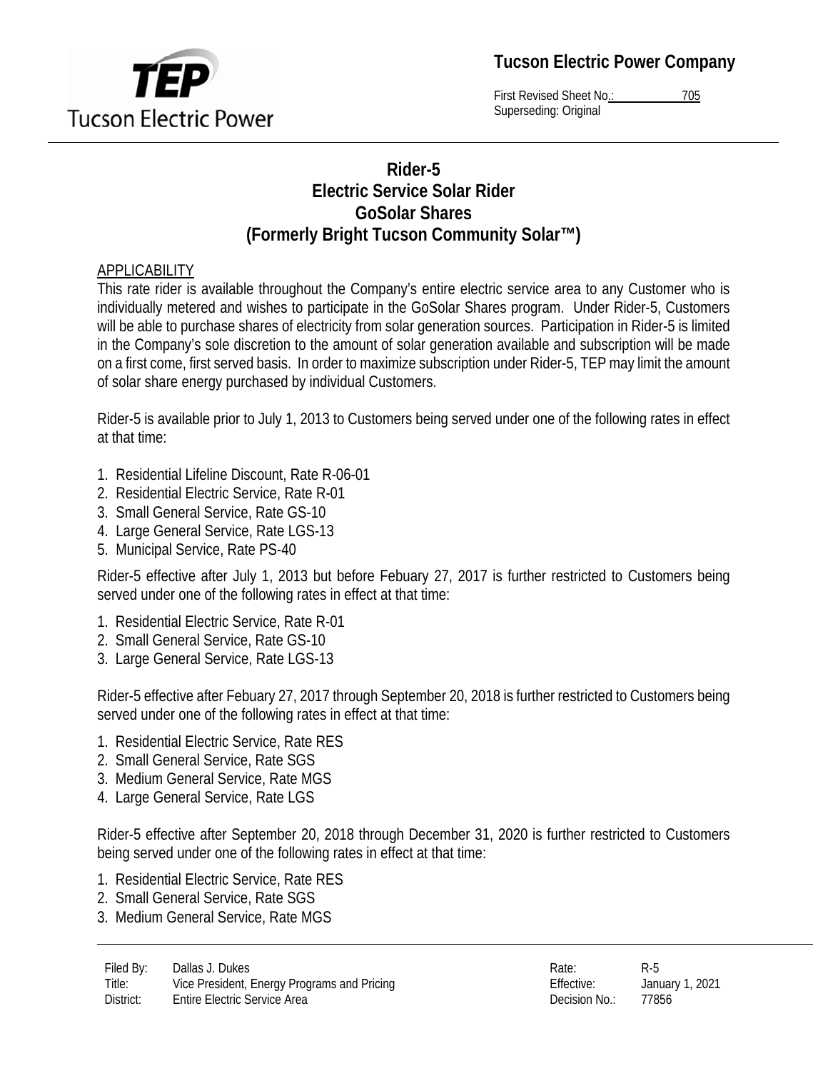**Tucson Electric Power Company**

First Revised Sheet No.: 705
Superseding: Original

# Rider-5
# Electric Service Solar Rider
# GoSolar Shares
# (Formerly Bright Tucson Community Solar™)

## APPLICABILITY

This rate rider is available throughout the Company's entire electric service area to any Customer who is individually metered and wishes to participate in the GoSolar Shares program. Under Rider-5, Customers will be able to purchase shares of electricity from solar generation sources. Participation in Rider-5 is limited in the Company's sole discretion to the amount of solar generation available and subscription will be made on a first come, first served basis. In order to maximize subscription under Rider-5, TEP may limit the amount of solar share energy purchased by individual Customers.

Rider-5 is available prior to July 1, 2013 to Customers being served under one of the following rates in effect at that time:

1. Residential Lifeline Discount, Rate R-06-01
2. Residential Electric Service, Rate R-01
3. Small General Service, Rate GS-10
4. Large General Service, Rate LGS-13
5. Municipal Service, Rate PS-40

Rider-5 effective after July 1, 2013 but before Febuary 27, 2017 is further restricted to Customers being served under one of the following rates in effect at that time:

1. Residential Electric Service, Rate R-01
2. Small General Service, Rate GS-10
3. Large General Service, Rate LGS-13

Rider-5 effective after Febuary 27, 2017 through September 20, 2018 is further restricted to Customers being served under one of the following rates in effect at that time:

1. Residential Electric Service, Rate RES
2. Small General Service, Rate SGS
3. Medium General Service, Rate MGS
4. Large General Service, Rate LGS

Rider-5 effective after September 20, 2018 through December 31, 2020 is further restricted to Customers being served under one of the following rates in effect at that time:

1. Residential Electric Service, Rate RES
2. Small General Service, Rate SGS
3. Medium General Service, Rate MGS

| | | | |
|---|---|---|---|
| Filed By: | Dallas J. Dukes | Rate: | R-5 |
| Title: | Vice President, Energy Programs and Pricing | Effective: | January 1, 2021 |
| District: | Entire Electric Service Area | Decision No.: | 77856 |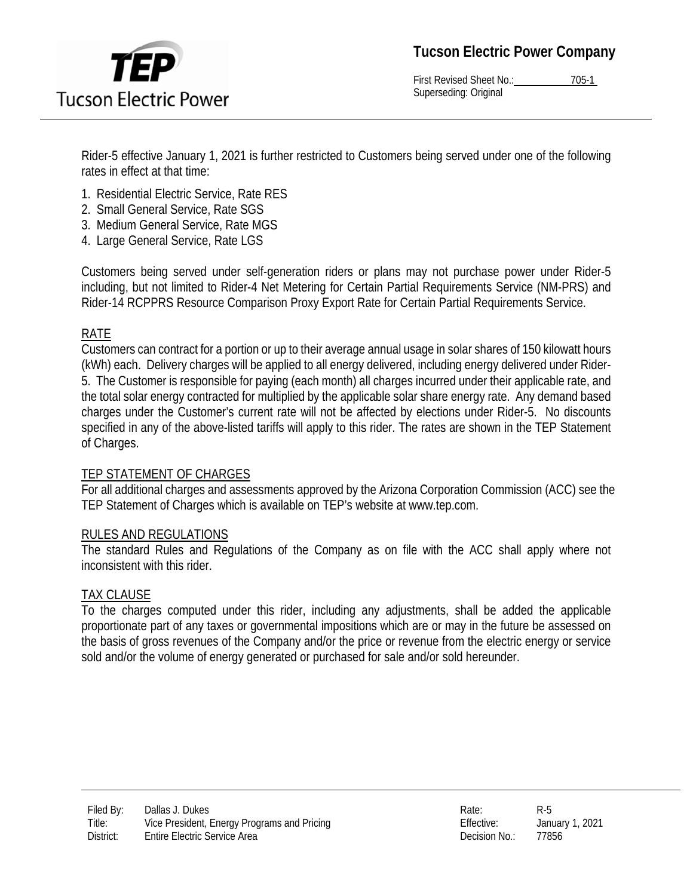Rider-5 effective January 1, 2021 is further restricted to Customers being served under one of the following rates in effect at that time:

1. Residential Electric Service, Rate RES
2. Small General Service, Rate SGS
3. Medium General Service, Rate MGS
4. Large General Service, Rate LGS

Customers being served under self-generation riders or plans may not purchase power under Rider-5 including, but not limited to Rider-4 Net Metering for Certain Partial Requirements Service (NM-PRS) and Rider-14 RCPPRS Resource Comparison Proxy Export Rate for Certain Partial Requirements Service.

## RATE

Customers can contract for a portion or up to their average annual usage in solar shares of 150 kilowatt hours (kWh) each. Delivery charges will be applied to all energy delivered, including energy delivered under Rider-5. The Customer is responsible for paying (each month) all charges incurred under their applicable rate, and the total solar energy contracted for multiplied by the applicable solar share energy rate. Any demand based charges under the Customer's current rate will not be affected by elections under Rider-5. No discounts specified in any of the above-listed tariffs will apply to this rider. The rates are shown in the TEP Statement of Charges.

## TEP STATEMENT OF CHARGES

For all additional charges and assessments approved by the Arizona Corporation Commission (ACC) see the TEP Statement of Charges which is available on TEP's website at www.tep.com.

## RULES AND REGULATIONS

The standard Rules and Regulations of the Company as on file with the ACC shall apply where not inconsistent with this rider.

## TAX CLAUSE

To the charges computed under this rider, including any adjustments, shall be added the applicable proportionate part of any taxes or governmental impositions which are or may in the future be assessed on the basis of gross revenues of the Company and/or the price or revenue from the electric energy or service sold and/or the volume of energy generated or purchased for sale and/or sold hereunder.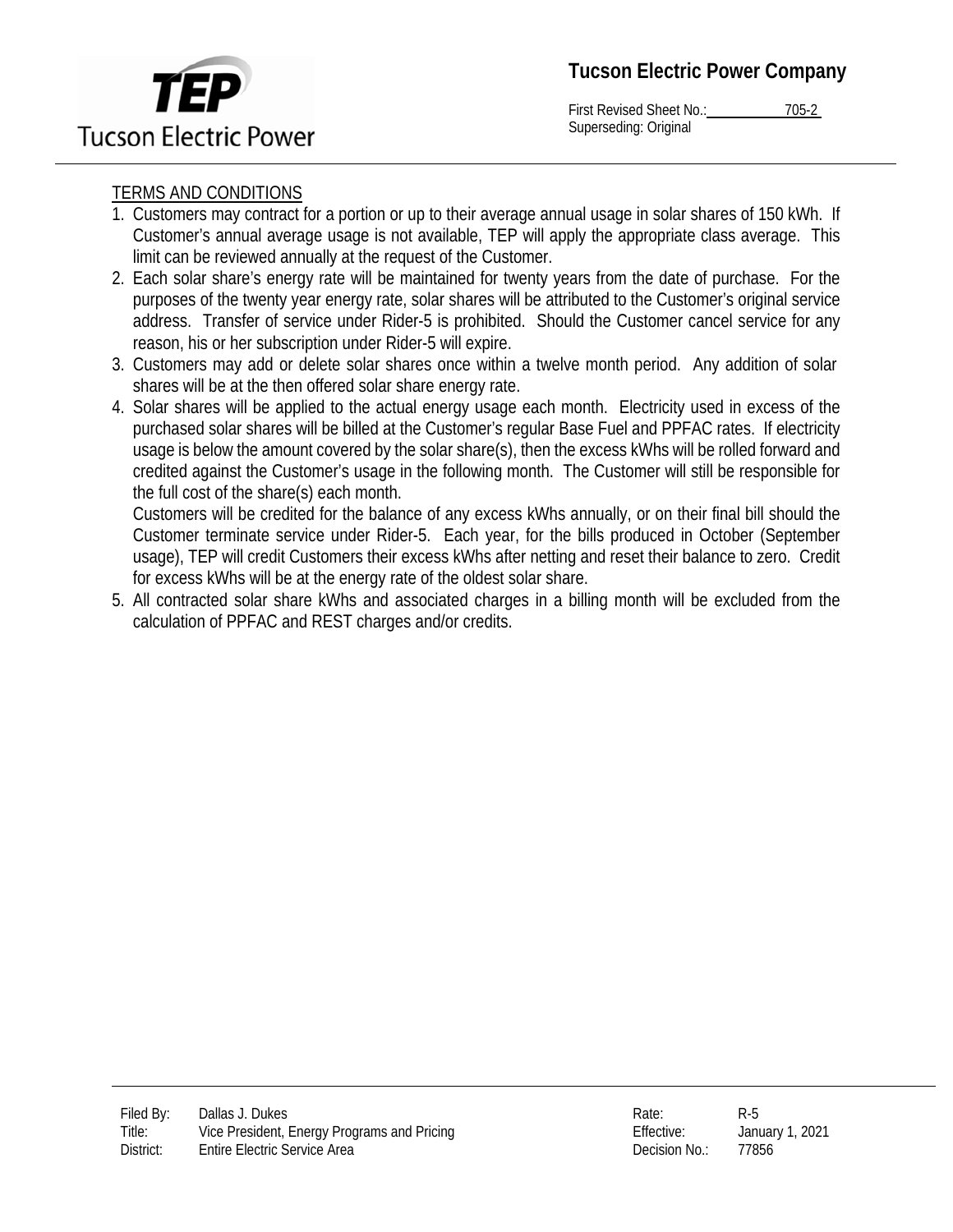TERMS AND CONDITIONS

1. Customers may contract for a portion or up to their average annual usage in solar shares of 150 kWh. If Customer's annual average usage is not available, TEP will apply the appropriate class average. This limit can be reviewed annually at the request of the Customer.
2. Each solar share's energy rate will be maintained for twenty years from the date of purchase. For the purposes of the twenty year energy rate, solar shares will be attributed to the Customer's original service address. Transfer of service under Rider-5 is prohibited. Should the Customer cancel service for any reason, his or her subscription under Rider-5 will expire.
3. Customers may add or delete solar shares once within a twelve month period. Any addition of solar shares will be at the then offered solar share energy rate.
4. Solar shares will be applied to the actual energy usage each month. Electricity used in excess of the purchased solar shares will be billed at the Customer's regular Base Fuel and PPFAC rates. If electricity usage is below the amount covered by the solar share(s), then the excess kWhs will be rolled forward and credited against the Customer's usage in the following month. The Customer will still be responsible for the full cost of the share(s) each month.

   Customers will be credited for the balance of any excess kWhs annually, or on their final bill should the Customer terminate service under Rider-5. Each year, for the bills produced in October (September usage), TEP will credit Customers their excess kWhs after netting and reset their balance to zero. Credit for excess kWhs will be at the energy rate of the oldest solar share.
5. All contracted solar share kWhs and associated charges in a billing month will be excluded from the calculation of PPFAC and REST charges and/or credits.